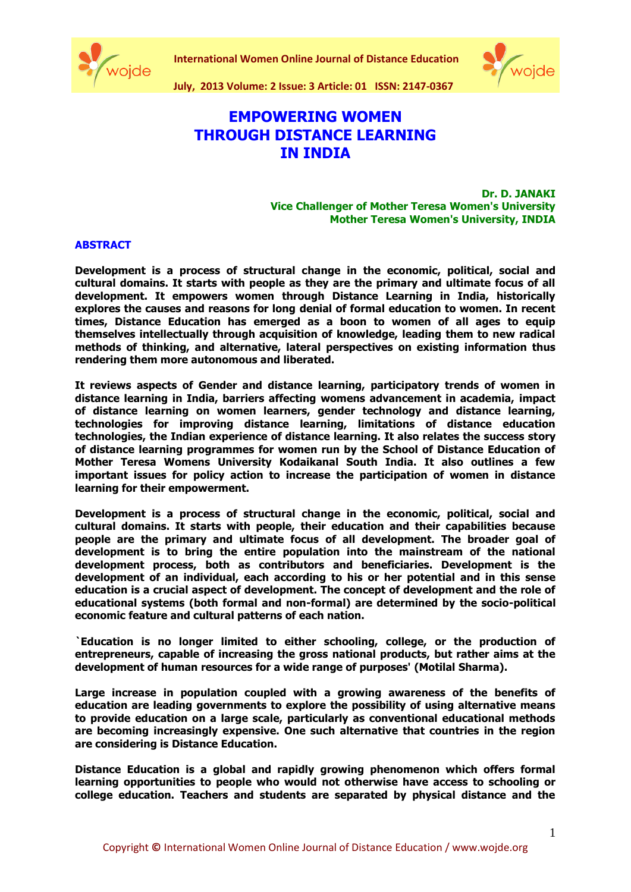# EMPOWERING WOMEN THROUGH DISTANCE LEARNING IN INDIA

**Dr. D. JANAKI**
**Vice Challenger of Mother Teresa Women's University**
**Mother Teresa Women's University, INDIA**

## ABSTRACT

**Development is a process of structural change in the economic, political, social and cultural domains. It starts with people as they are the primary and ultimate focus of all development. It empowers women through Distance Learning in India, historically explores the causes and reasons for long denial of formal education to women. In recent times, Distance Education has emerged as a boon to women of all ages to equip themselves intellectually through acquisition of knowledge, leading them to new radical methods of thinking, and alternative, lateral perspectives on existing information thus rendering them more autonomous and liberated.**

**It reviews aspects of Gender and distance learning, participatory trends of women in distance learning in India, barriers affecting womens advancement in academia, impact of distance learning on women learners, gender technology and distance learning, technologies for improving distance learning, limitations of distance education technologies, the Indian experience of distance learning. It also relates the success story of distance learning programmes for women run by the School of Distance Education of Mother Teresa Womens University Kodaikanal South India. It also outlines a few important issues for policy action to increase the participation of women in distance learning for their empowerment.**

**Development is a process of structural change in the economic, political, social and cultural domains. It starts with people, their education and their capabilities because people are the primary and ultimate focus of all development. The broader goal of development is to bring the entire population into the mainstream of the national development process, both as contributors and beneficiaries. Development is the development of an individual, each according to his or her potential and in this sense education is a crucial aspect of development. The concept of development and the role of educational systems (both formal and non-formal) are determined by the socio-political economic feature and cultural patterns of each nation.**

**`Education is no longer limited to either schooling, college, or the production of entrepreneurs, capable of increasing the gross national products, but rather aims at the development of human resources for a wide range of purposes' (Motilal Sharma).**

**Large increase in population coupled with a growing awareness of the benefits of education are leading governments to explore the possibility of using alternative means to provide education on a large scale, particularly as conventional educational methods are becoming increasingly expensive. One such alternative that countries in the region are considering is Distance Education.**

**Distance Education is a global and rapidly growing phenomenon which offers formal learning opportunities to people who would not otherwise have access to schooling or college education. Teachers and students are separated by physical distance and the**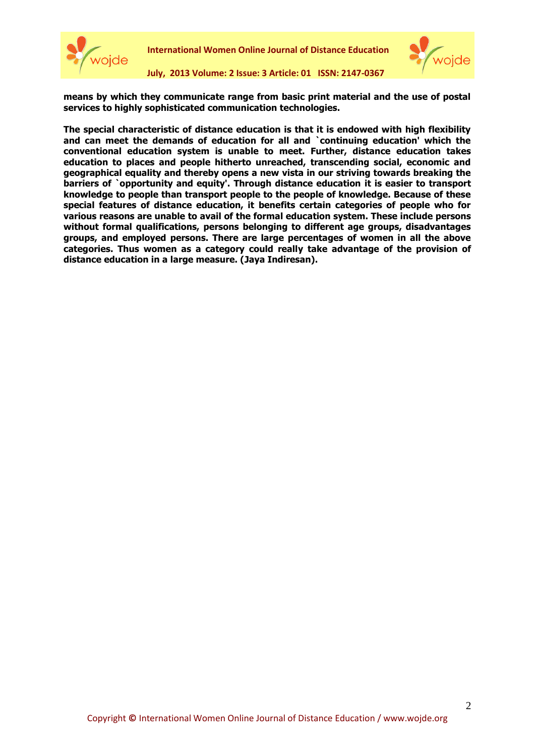**means by which they communicate range from basic print material and the use of postal services to highly sophisticated communication technologies.**

**The special characteristic of distance education is that it is endowed with high flexibility and can meet the demands of education for all and `continuing education' which the conventional education system is unable to meet. Further, distance education takes education to places and people hitherto unreached, transcending social, economic and geographical equality and thereby opens a new vista in our striving towards breaking the barriers of `opportunity and equity'. Through distance education it is easier to transport knowledge to people than transport people to the people of knowledge. Because of these special features of distance education, it benefits certain categories of people who for various reasons are unable to avail of the formal education system. These include persons without formal qualifications, persons belonging to different age groups, disadvantages groups, and employed persons. There are large percentages of women in all the above categories. Thus women as a category could really take advantage of the provision of distance education in a large measure. (Jaya Indiresan).**